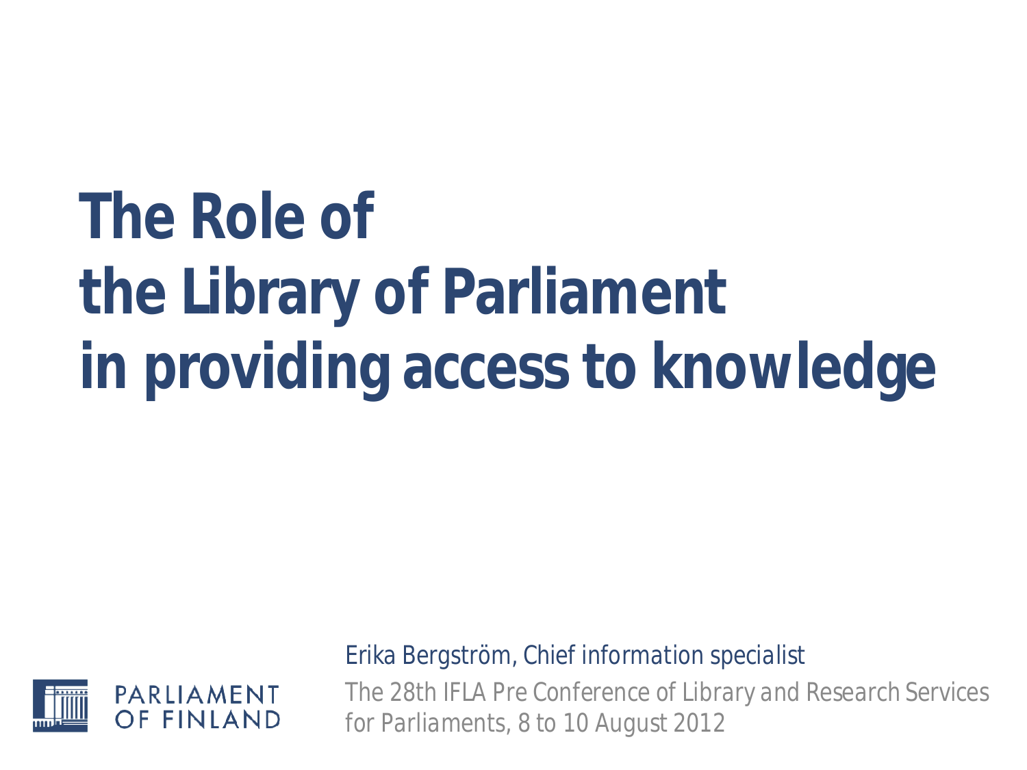# The Role of the Library of Parliament in providing access to knowledge

PARLIAMENT OF FINLAND

*Erika Bergström, Chief information specialist*

*The 28th IFLA Pre Conference of Library and Research Services for Parliaments, 8 to 10 August 2012*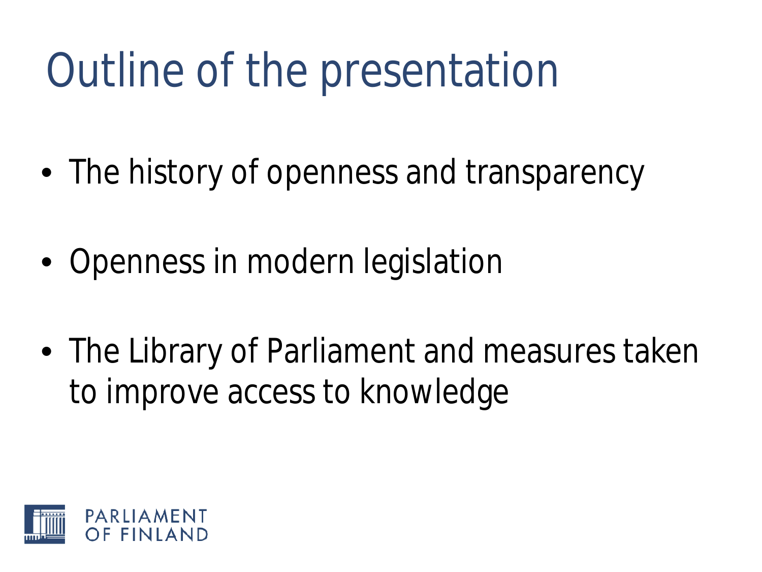# Outline of the presentation

- The history of openness and transparency
- Openness in modern legislation
- The Library of Parliament and measures taken to improve access to knowledge

PARLIAMENT OF FINLAND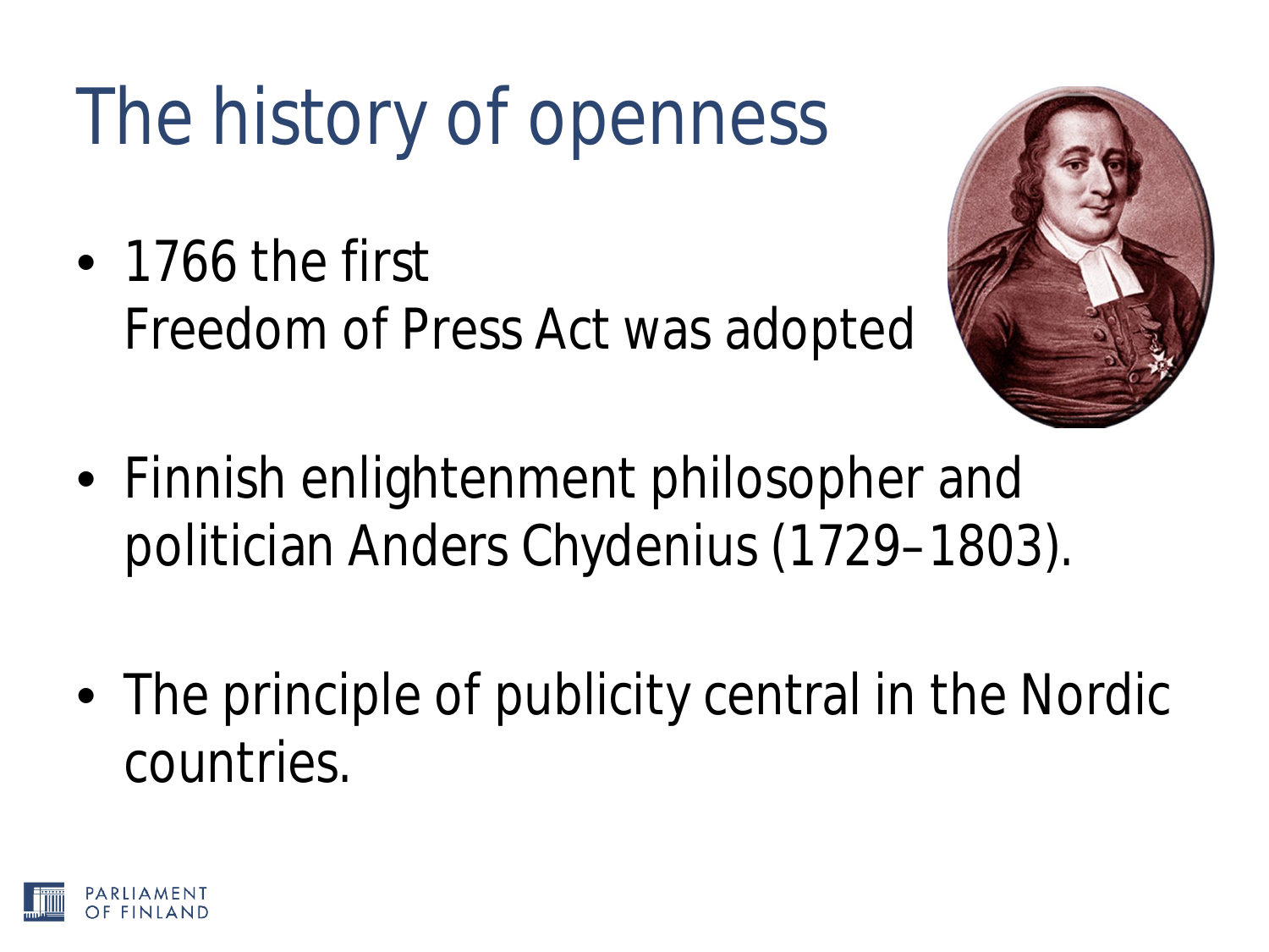# The history of openness

- 1766 the first Freedom of Press Act was adopted
- Finnish enlightenment philosopher and politician Anders Chydenius (1729–1803).
- The principle of publicity central in the Nordic countries.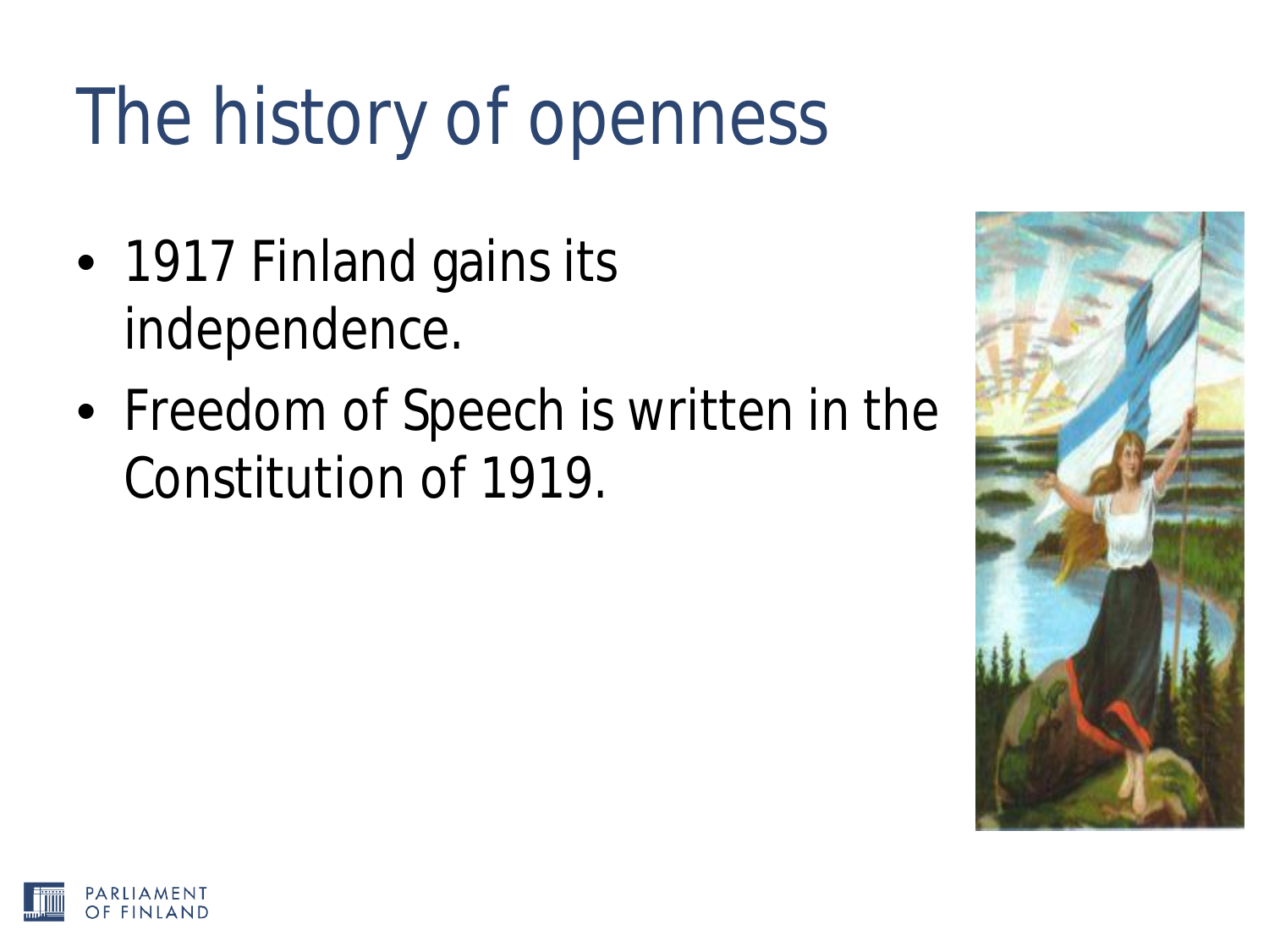# The history of openness

- 1917 Finland gains its independence.
- Freedom of Speech is written in the Constitution of 1919.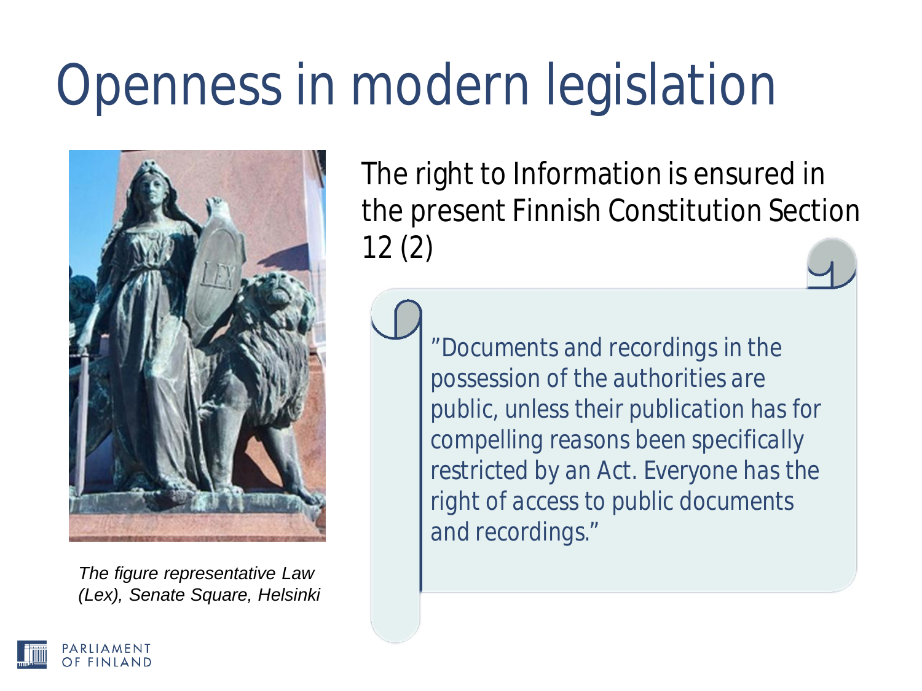# Openness in modern legislation

*The figure representative Law (Lex), Senate Square, Helsinki*

The right to Information is ensured in the present Finnish Constitution Section 12 (2)

> ”Documents and recordings in the possession of the authorities are public, unless their publication has for compelling reasons been specifically restricted by an Act. Everyone has the right of access to public documents and recordings.”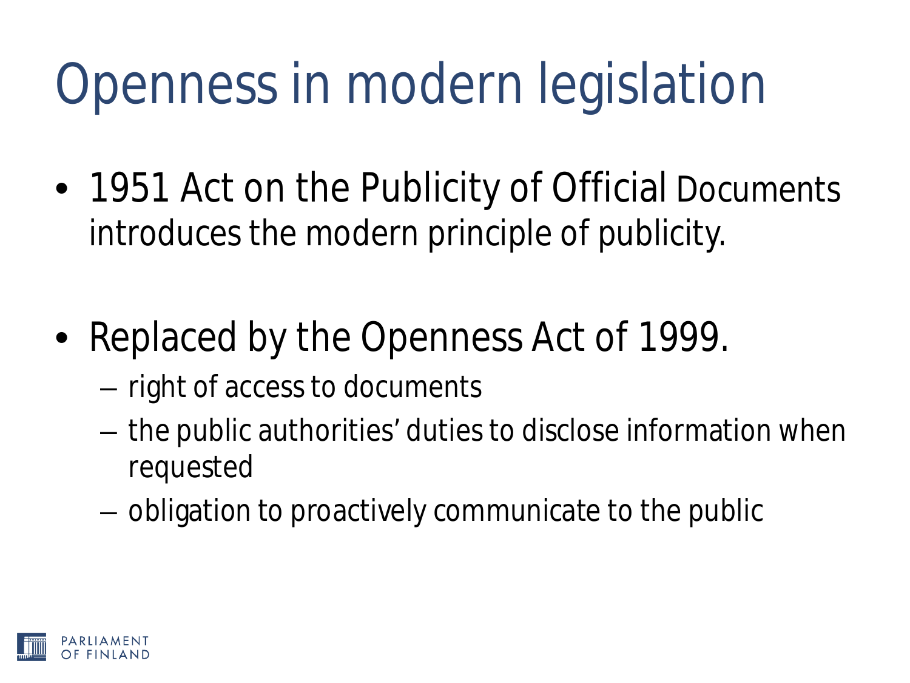# Openness in modern legislation

- 1951 Act on the Publicity of Official Documents introduces the modern principle of publicity.
- Replaced by the Openness Act of 1999.
  - right of access to documents
  - the public authorities' duties to disclose information when requested
  - obligation to proactively communicate to the public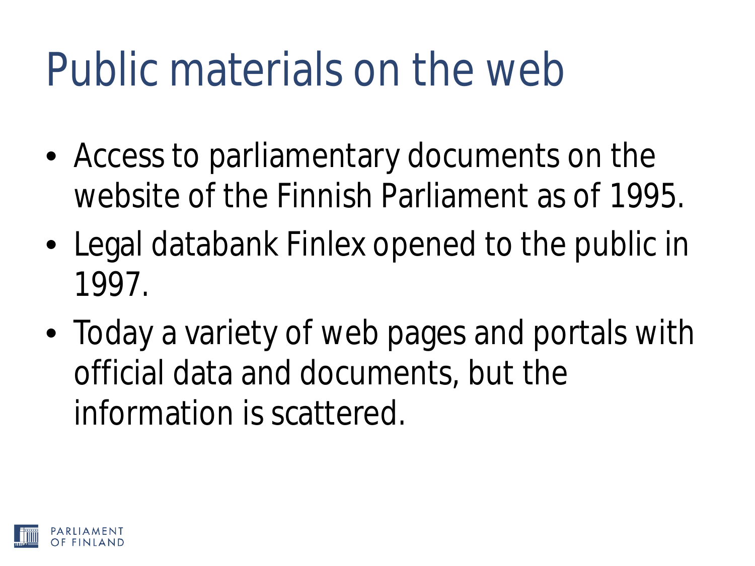# Public materials on the web

- Access to parliamentary documents on the website of the Finnish Parliament as of 1995.
- Legal databank Finlex opened to the public in 1997.
- Today a variety of web pages and portals with official data and documents, but the information is scattered.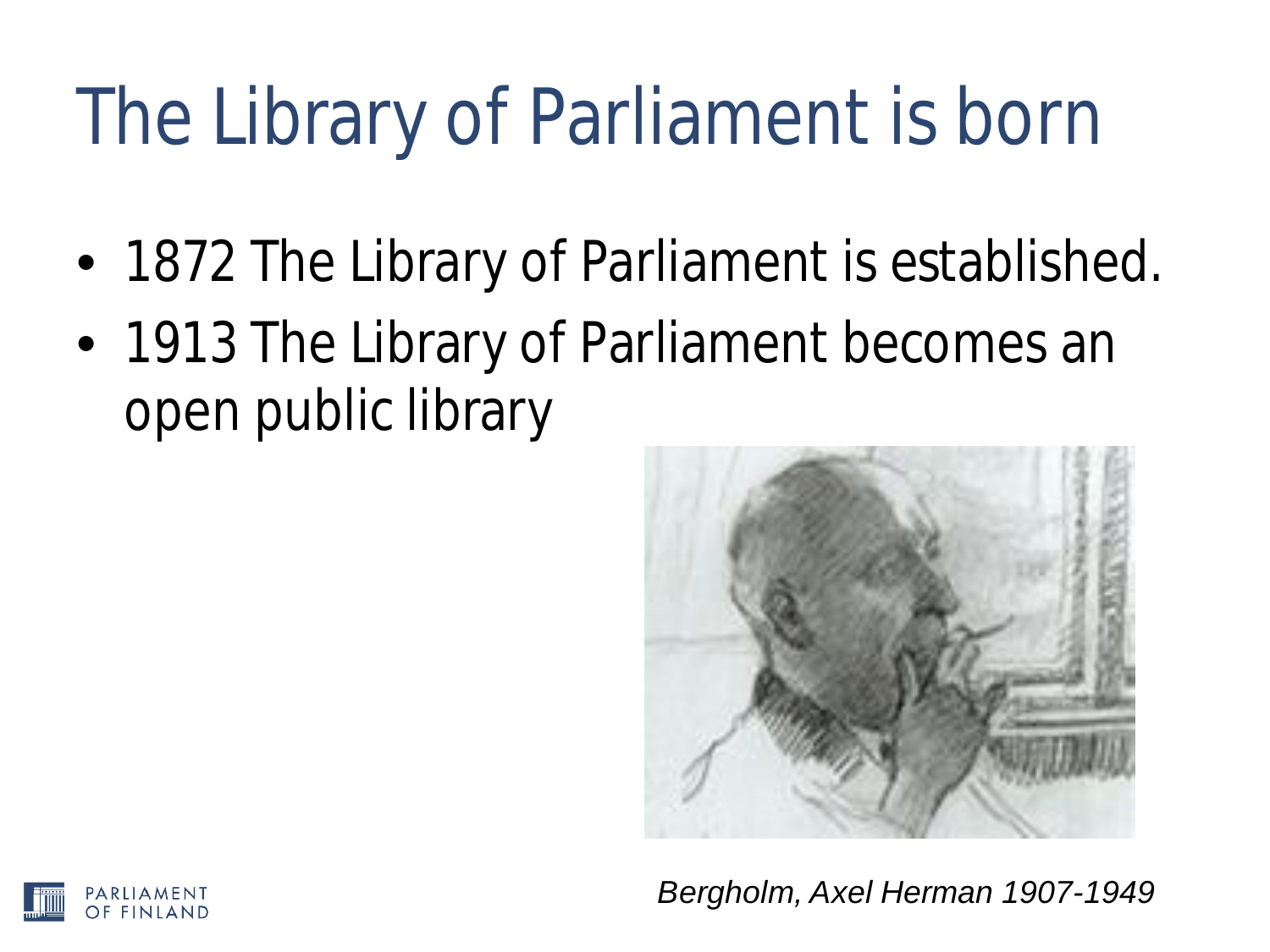# The Library of Parliament is born

- 1872 The Library of Parliament is established.
- 1913 The Library of Parliament becomes an open public library

*Bergholm, Axel Herman 1907-1949*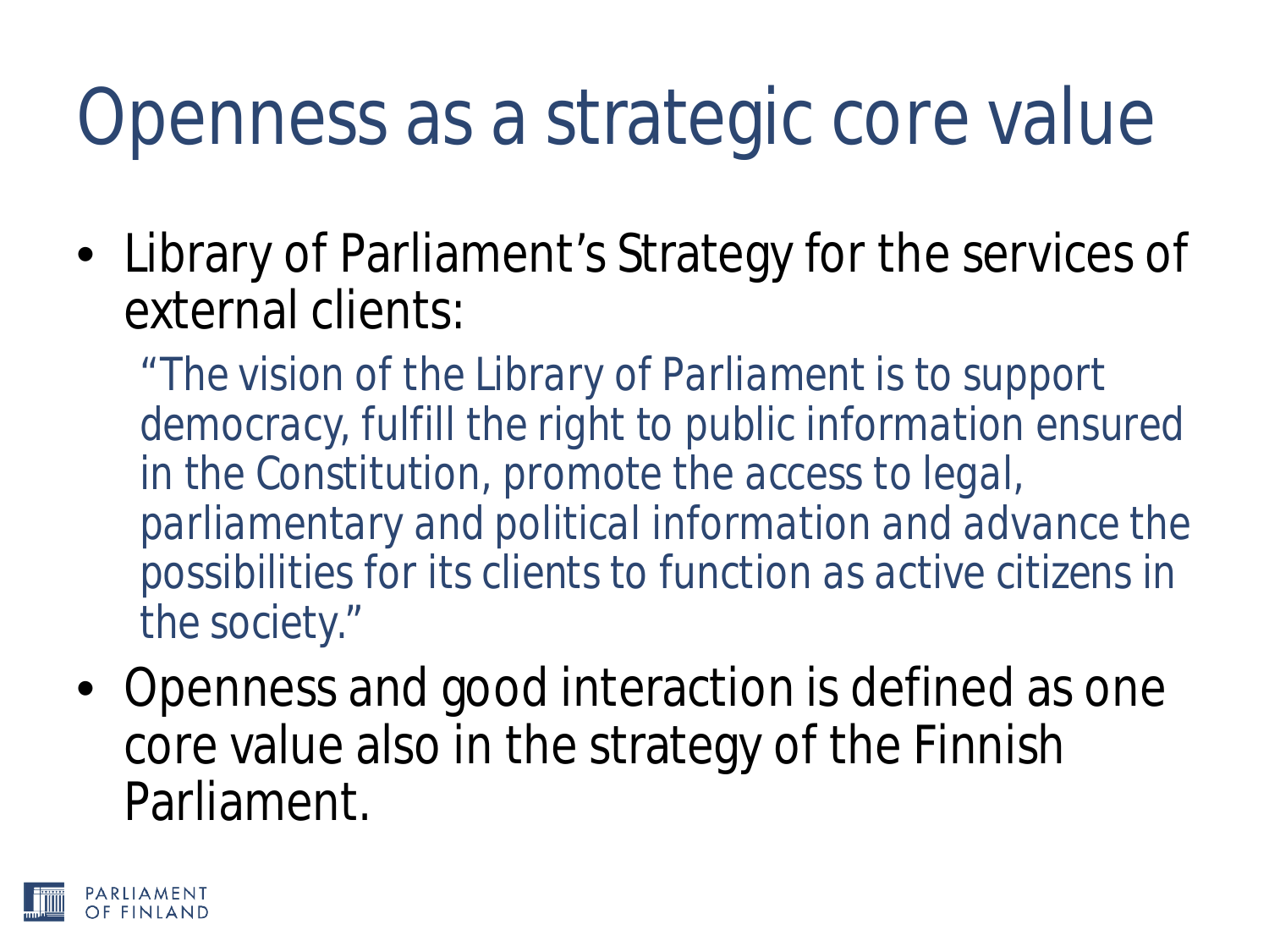# Openness as a strategic core value

- Library of Parliament's Strategy for the services of external clients:

  "The vision of the Library of Parliament is to support democracy, fulfill the right to public information ensured in the Constitution, promote the access to legal, parliamentary and political information and advance the possibilities for its clients to function as active citizens in the society."

- Openness and good interaction is defined as one core value also in the strategy of the Finnish Parliament.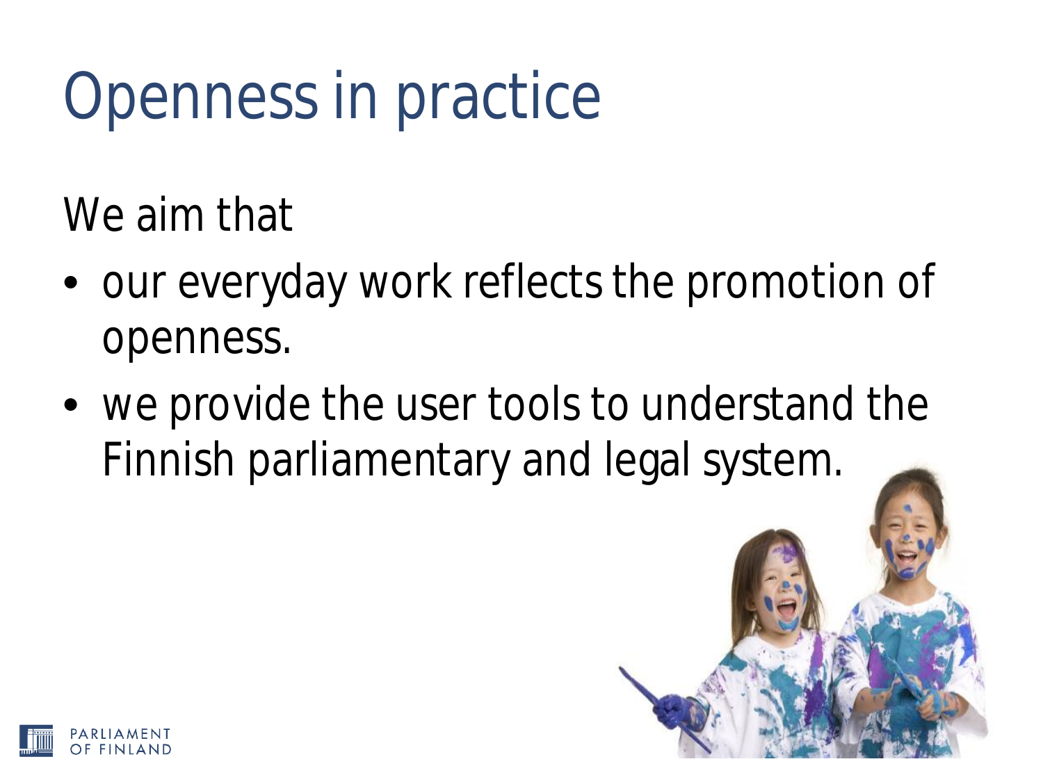# Openness in practice

We aim that

- our everyday work reflects the promotion of openness.
- we provide the user tools to understand the Finnish parliamentary and legal system.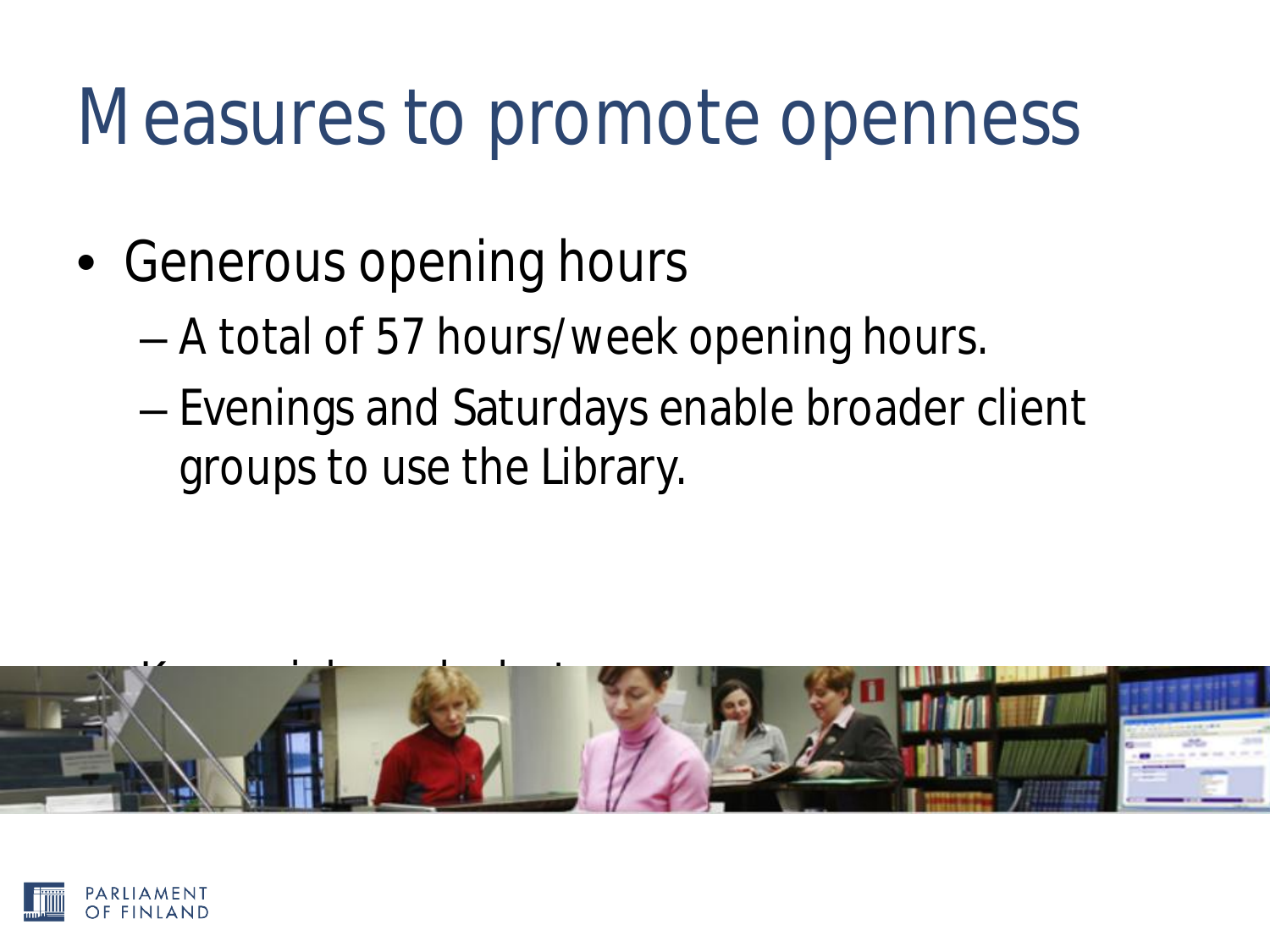# Measures to promote openness

- Generous opening hours
  - A total of 57 hours/week opening hours.
  - Evenings and Saturdays enable broader client groups to use the Library.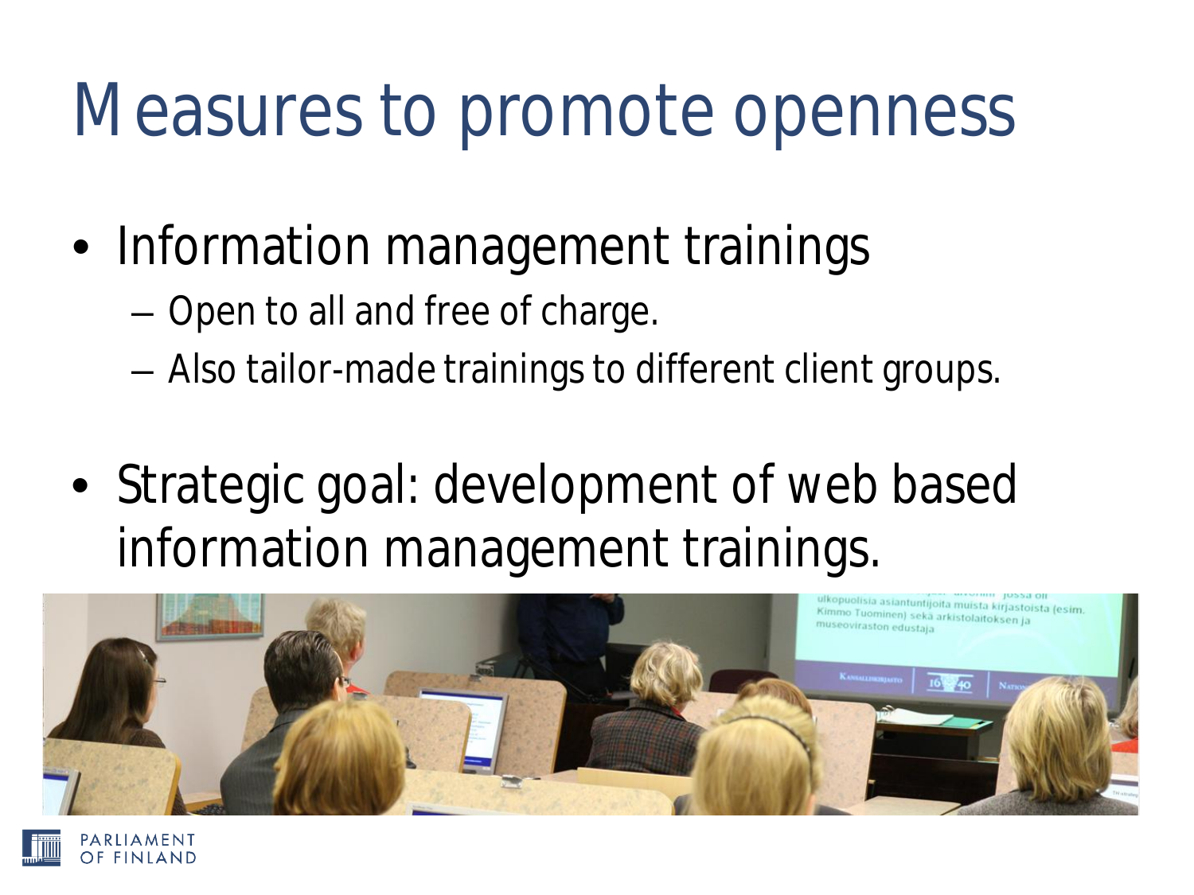# Measures to promote openness

- Information management trainings
  - Open to all and free of charge.
  - Also tailor-made trainings to different client groups.
- Strategic goal: development of web based information management trainings.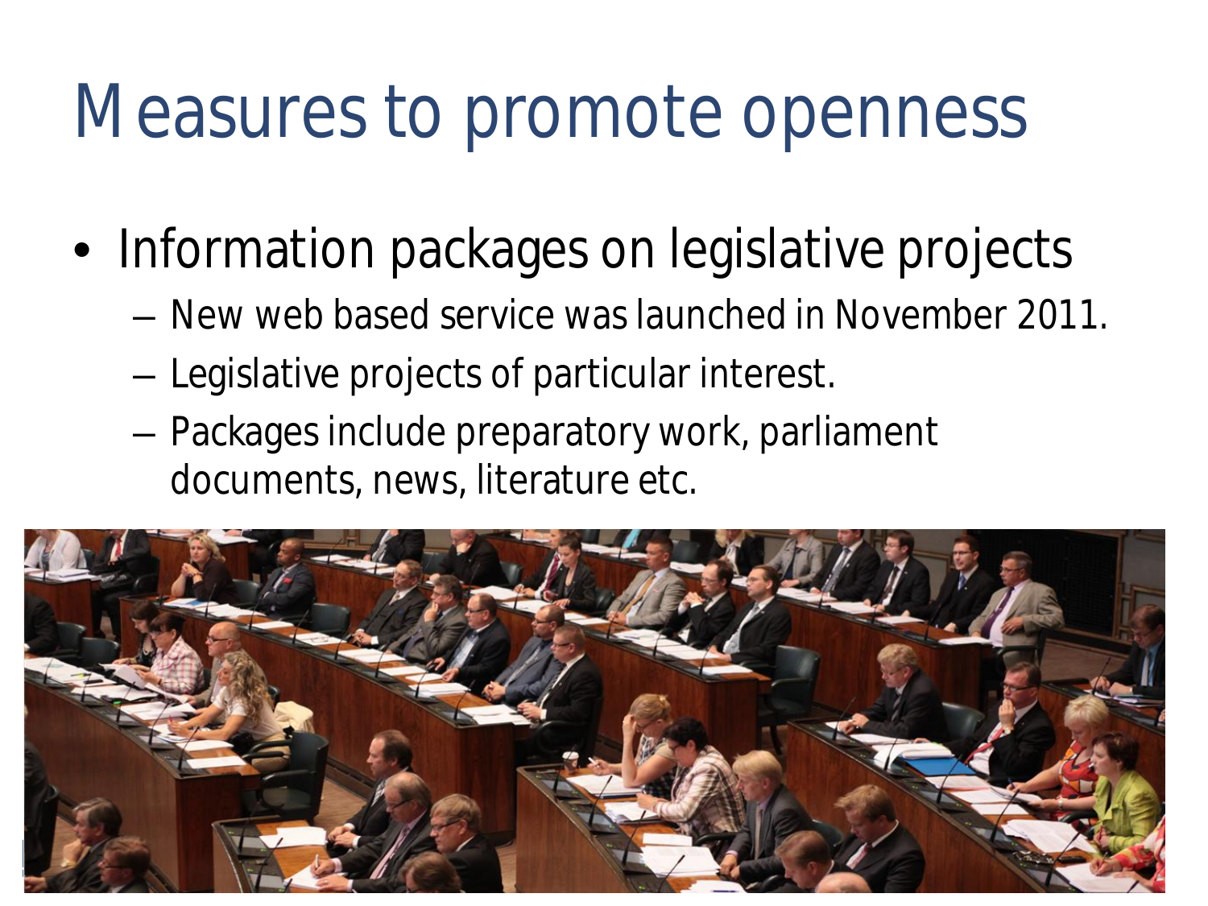# Measures to promote openness

- Information packages on legislative projects
  - New web based service was launched in November 2011.
  - Legislative projects of particular interest.
  - Packages include preparatory work, parliament documents, news, literature etc.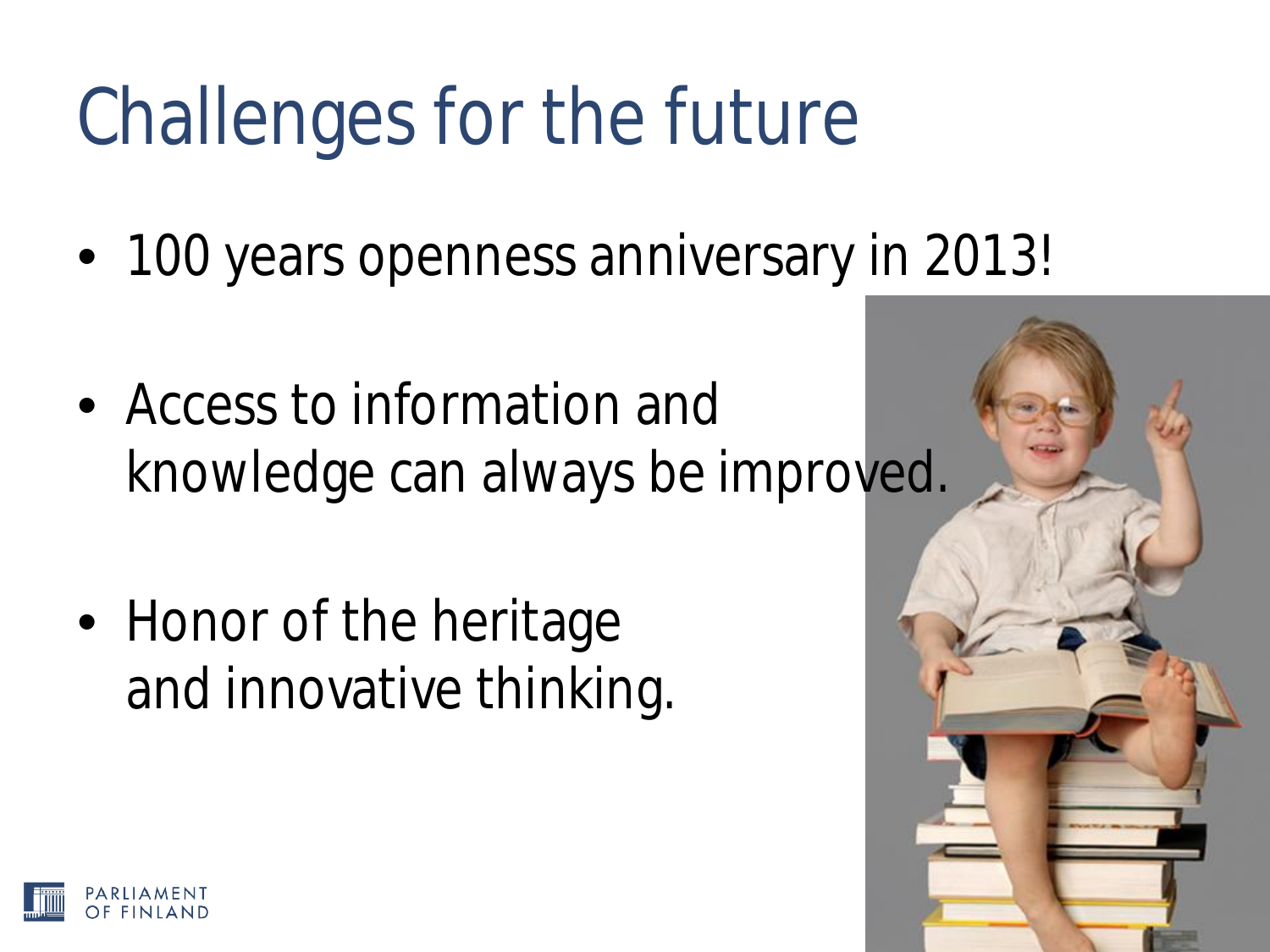# Challenges for the future

- 100 years openness anniversary in 2013!
- Access to information and knowledge can always be improved.
- Honor of the heritage and innovative thinking.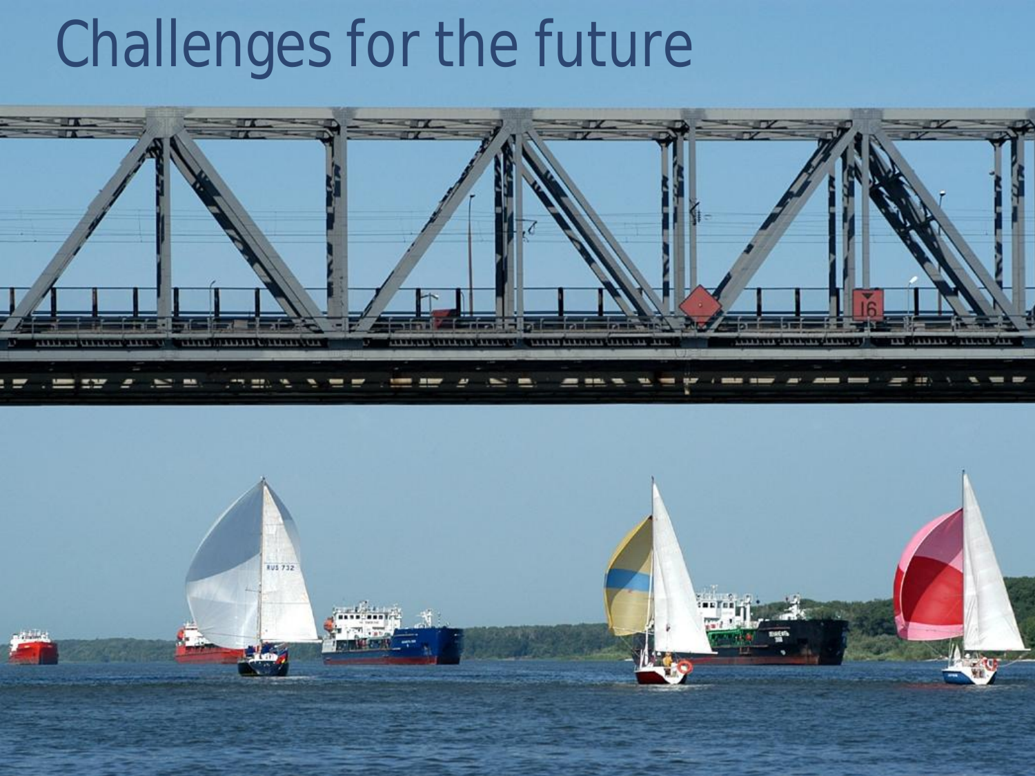# Challenges for the future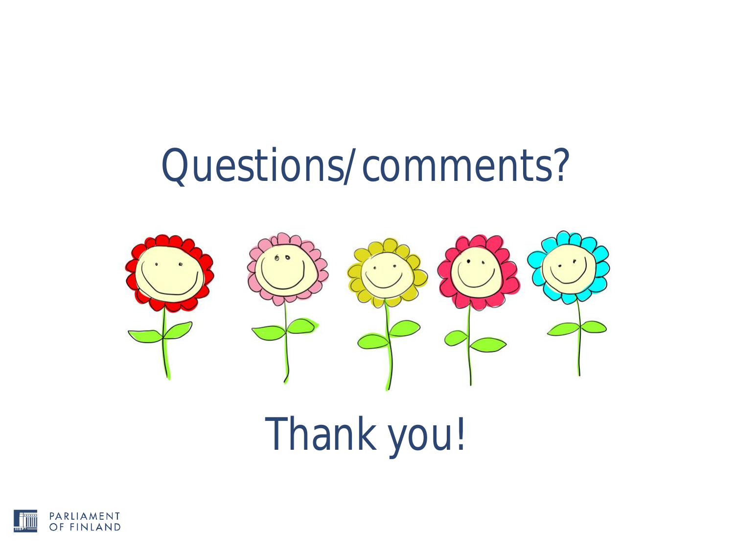# Questions/comments?

# Thank you!